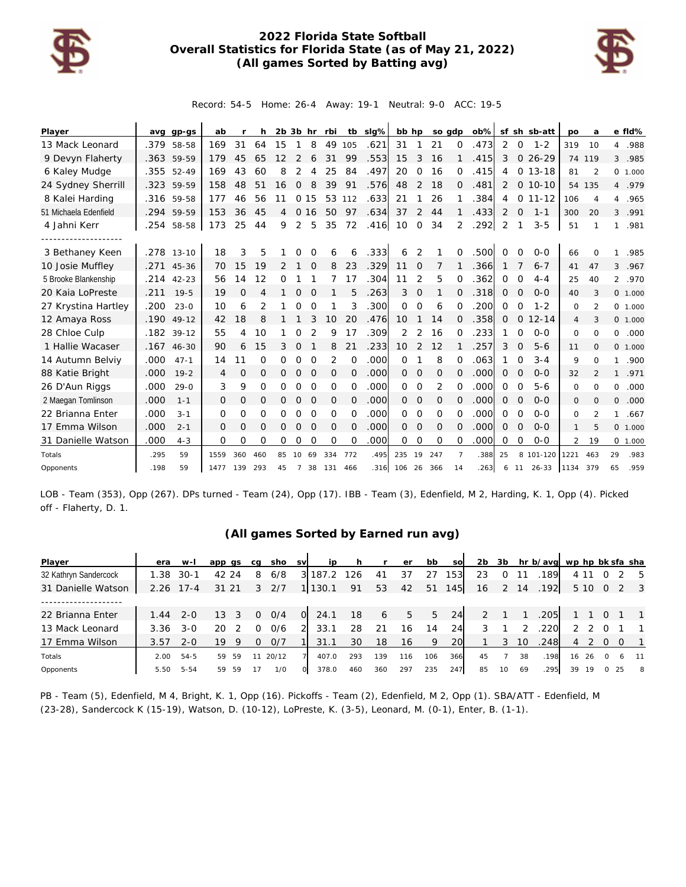# 2022 Florida State Softball
## Overall Statistics for Florida State (as of May 21, 2022)
### (All games Sorted by Batting avg)

Record: 54-5 Home: 26-4 Away: 19-1 Neutral: 9-0 ACC: 19-5

| Player | avg | gp-gs | ab | r | h | 2b | 3b | hr | rbi | tb | slg% | bb | hp | so | gdp | ob% | sf | sh | sb-att | po | a | e | fld% |
|---|---|---|---|---|---|---|---|---|---|---|---|---|---|---|---|---|---|---|---|---|---|---|---|
| 13 Mack Leonard | .379 | 58-58 | 169 | 31 | 64 | 15 | 1 | 8 | 49 | 105 | .621 | 31 | 1 | 21 | 0 | .473 | 2 | 0 | 1-2 | 319 | 10 | 4 | .988 |
| 9 Devyn Flaherty | .363 | 59-59 | 179 | 45 | 65 | 12 | 2 | 6 | 31 | 99 | .553 | 15 | 3 | 16 | 1 | .415 | 3 | 0 | 26-29 | 74 | 119 | 3 | .985 |
| 6 Kaley Mudge | .355 | 52-49 | 169 | 43 | 60 | 8 | 2 | 4 | 25 | 84 | .497 | 20 | 0 | 16 | 0 | .415 | 4 | 0 | 13-18 | 81 | 2 | 0 | 1.000 |
| 24 Sydney Sherrill | .323 | 59-59 | 158 | 48 | 51 | 16 | 0 | 8 | 39 | 91 | .576 | 48 | 2 | 18 | 0 | .481 | 2 | 0 | 10-10 | 54 | 135 | 4 | .979 |
| 8 Kalei Harding | .316 | 59-58 | 177 | 46 | 56 | 11 | 0 | 15 | 53 | 112 | .633 | 21 | 1 | 26 | 1 | .384 | 4 | 0 | 11-12 | 106 | 4 | 4 | .965 |
| 51 Michaela Edenfield | .294 | 59-59 | 153 | 36 | 45 | 4 | 0 | 16 | 50 | 97 | .634 | 37 | 2 | 44 | 1 | .433 | 2 | 0 | 1-1 | 300 | 20 | 3 | .991 |
| 4 Jahni Kerr | .254 | 58-58 | 173 | 25 | 44 | 9 | 2 | 5 | 35 | 72 | .416 | 10 | 0 | 34 | 2 | .292 | 2 | 1 | 3-5 | 51 | 1 | 1 | .981 |
| -------------------- | | | | | | | | | | | | | | | | | | | | | | | |
| 3 Bethaney Keen | .278 | 13-10 | 18 | 3 | 5 | 1 | 0 | 0 | 6 | 6 | .333 | 6 | 2 | 1 | 0 | .500 | 0 | 0 | 0-0 | 66 | 0 | 1 | .985 |
| 10 Josie Muffley | .271 | 45-36 | 70 | 15 | 19 | 2 | 1 | 0 | 8 | 23 | .329 | 11 | 0 | 7 | 1 | .366 | 1 | 7 | 6-7 | 41 | 47 | 3 | .967 |
| 5 Brooke Blankenship | .214 | 42-23 | 56 | 14 | 12 | 0 | 1 | 1 | 7 | 17 | .304 | 11 | 2 | 5 | 0 | .362 | 0 | 0 | 4-4 | 25 | 40 | 2 | .970 |
| 20 Kaia LoPreste | .211 | 19-5 | 19 | 0 | 4 | 1 | 0 | 0 | 1 | 5 | .263 | 3 | 0 | 1 | 0 | .318 | 0 | 0 | 0-0 | 40 | 3 | 0 | 1.000 |
| 27 Krystina Hartley | .200 | 23-0 | 10 | 6 | 2 | 1 | 0 | 0 | 1 | 3 | .300 | 0 | 0 | 6 | 0 | .200 | 0 | 0 | 1-2 | 0 | 2 | 0 | 1.000 |
| 12 Amaya Ross | .190 | 49-12 | 42 | 18 | 8 | 1 | 1 | 3 | 10 | 20 | .476 | 10 | 1 | 14 | 0 | .358 | 0 | 0 | 12-14 | 4 | 3 | 0 | 1.000 |
| 28 Chloe Culp | .182 | 39-12 | 55 | 4 | 10 | 1 | 0 | 2 | 9 | 17 | .309 | 2 | 2 | 16 | 0 | .233 | 1 | 0 | 0-0 | 0 | 0 | 0 | .000 |
| 1 Hallie Wacaser | .167 | 46-30 | 90 | 6 | 15 | 3 | 0 | 1 | 8 | 21 | .233 | 10 | 2 | 12 | 1 | .257 | 3 | 0 | 5-6 | 11 | 0 | 0 | 1.000 |
| 14 Autumn Belviy | .000 | 47-1 | 14 | 11 | 0 | 0 | 0 | 0 | 2 | 0 | .000 | 0 | 1 | 8 | 0 | .063 | 1 | 0 | 3-4 | 9 | 0 | 1 | .900 |
| 88 Katie Bright | .000 | 19-2 | 4 | 0 | 0 | 0 | 0 | 0 | 0 | 0 | .000 | 0 | 0 | 0 | 0 | .000 | 0 | 0 | 0-0 | 32 | 2 | 1 | .971 |
| 26 D'Aun Riggs | .000 | 29-0 | 3 | 9 | 0 | 0 | 0 | 0 | 0 | 0 | .000 | 0 | 0 | 2 | 0 | .000 | 0 | 0 | 5-6 | 0 | 0 | 0 | .000 |
| 2 Maegan Tomlinson | .000 | 1-1 | 0 | 0 | 0 | 0 | 0 | 0 | 0 | 0 | .000 | 0 | 0 | 0 | 0 | .000 | 0 | 0 | 0-0 | 0 | 0 | 0 | .000 |
| 22 Brianna Enter | .000 | 3-1 | 0 | 0 | 0 | 0 | 0 | 0 | 0 | 0 | .000 | 0 | 0 | 0 | 0 | .000 | 0 | 0 | 0-0 | 0 | 2 | 1 | .667 |
| 17 Emma Wilson | .000 | 2-1 | 0 | 0 | 0 | 0 | 0 | 0 | 0 | 0 | .000 | 0 | 0 | 0 | 0 | .000 | 0 | 0 | 0-0 | 1 | 5 | 0 | 1.000 |
| 31 Danielle Watson | .000 | 4-3 | 0 | 0 | 0 | 0 | 0 | 0 | 0 | 0 | .000 | 0 | 0 | 0 | 0 | .000 | 0 | 0 | 0-0 | 2 | 19 | 0 | 1.000 |
| Totals | .295 | 59 | 1559 | 360 | 460 | 85 | 10 | 69 | 334 | 772 | .495 | 235 | 19 | 247 | 7 | .388 | 25 | 8 | 101-120 | 1221 | 463 | 29 | .983 |
| Opponents | .198 | 59 | 1477 | 139 | 293 | 45 | 7 | 38 | 131 | 466 | .316 | 106 | 26 | 366 | 14 | .263 | 6 | 11 | 26-33 | 1134 | 379 | 65 | .959 |

LOB - Team (353), Opp (267). DPs turned - Team (24), Opp (17). IBB - Team (3), Edenfield, M 2, Harding, K. 1, Opp (4). Picked off - Flaherty, D. 1.

### (All games Sorted by Earned run avg)

| Player | era | w-l | app | gs | cg | sho | sv | ip | h | r | er | bb | so | 2b | 3b | hr | b/avg | wp | hp | bk | sfa | sha |
|---|---|---|---|---|---|---|---|---|---|---|---|---|---|---|---|---|---|---|---|---|---|---|
| 32 Kathryn Sandercock | 1.38 | 30-1 | 42 | 24 | 8 | 6/8 | 3 | 187.2 | 126 | 41 | 37 | 27 | 153 | 23 | 0 | 11 | .189 | 4 | 11 | 0 | 2 | 5 |
| 31 Danielle Watson | 2.26 | 17-4 | 31 | 21 | 3 | 2/7 | 1 | 130.1 | 91 | 53 | 42 | 51 | 145 | 16 | 2 | 14 | .192 | 5 | 10 | 0 | 2 | 3 |
| -------------------- | | | | | | | | | | | | | | | | | | | | | | |
| 22 Brianna Enter | 1.44 | 2-0 | 13 | 3 | 0 | 0/4 | 0 | 24.1 | 18 | 6 | 5 | 5 | 24 | 2 | 1 | 1 | .205 | 1 | 1 | 0 | 1 | 1 |
| 13 Mack Leonard | 3.36 | 3-0 | 20 | 2 | 0 | 0/6 | 2 | 33.1 | 28 | 21 | 16 | 14 | 24 | 3 | 1 | 2 | .220 | 2 | 2 | 0 | 1 | 1 |
| 17 Emma Wilson | 3.57 | 2-0 | 19 | 9 | 0 | 0/7 | 1 | 31.1 | 30 | 18 | 16 | 9 | 20 | 1 | 3 | 10 | .248 | 4 | 2 | 0 | 0 | 1 |
| Totals | 2.00 | 54-5 | 59 | 59 | 11 | 20/12 | 7 | 407.0 | 293 | 139 | 116 | 106 | 366 | 45 | 7 | 38 | .198 | 16 | 26 | 0 | 6 | 11 |
| Opponents | 5.50 | 5-54 | 59 | 59 | 17 | 1/0 | 0 | 378.0 | 460 | 360 | 297 | 235 | 247 | 85 | 10 | 69 | .295 | 39 | 19 | 0 | 25 | 8 |

PB - Team (5), Edenfield, M 4, Bright, K. 1, Opp (16). Pickoffs - Team (2), Edenfield, M 2, Opp (1). SBA/ATT - Edenfield, M (23-28), Sandercock K (15-19), Watson, D. (10-12), LoPreste, K. (3-5), Leonard, M. (0-1), Enter, B. (1-1).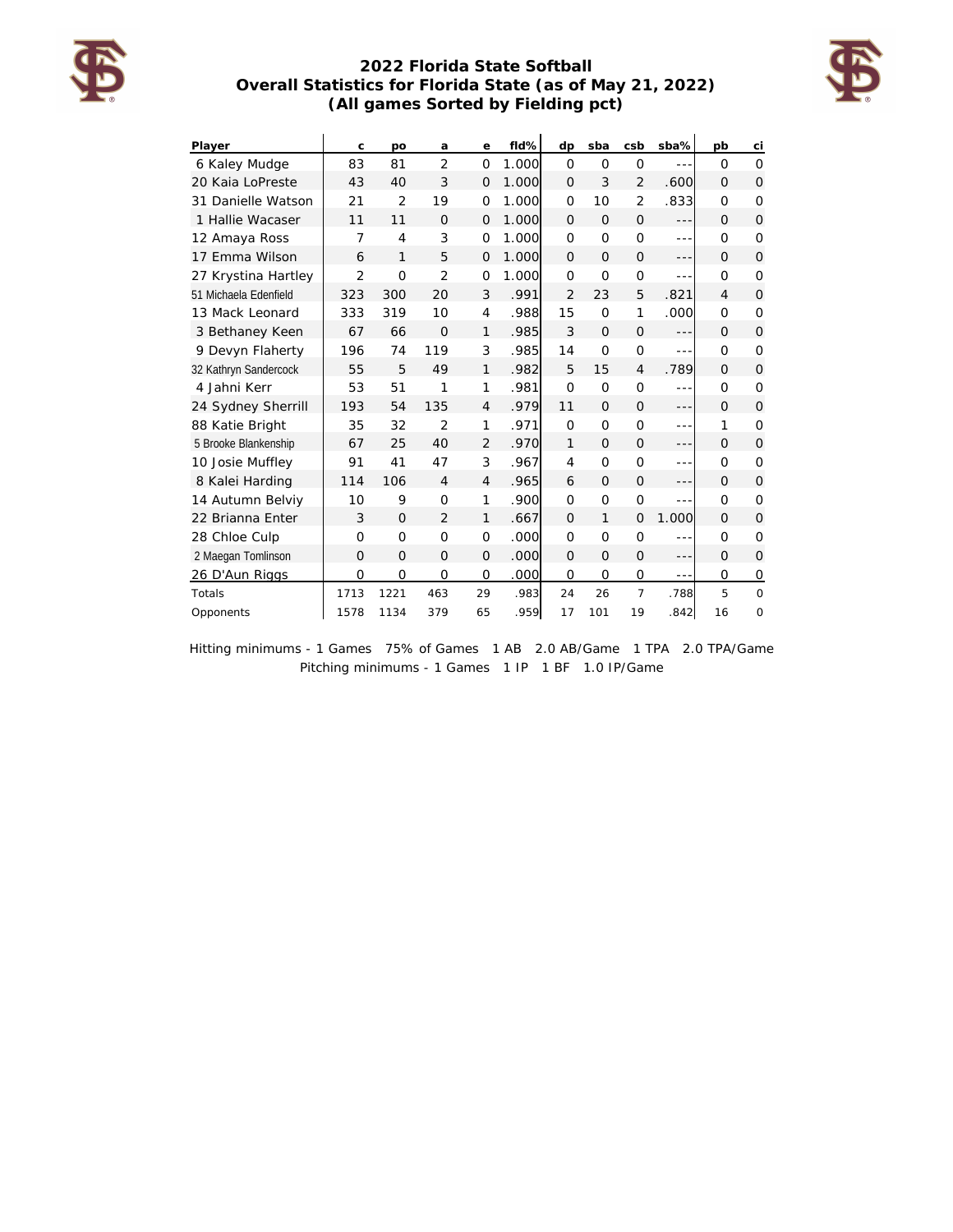# 2022 Florida State Softball
## Overall Statistics for Florida State (as of May 21, 2022)
### (All games Sorted by Fielding pct)

| Player | c | po | a | e | fld% | dp | sba | csb | sba% | pb | ci |
|---|---|---|---|---|---|---|---|---|---|---|---|
| 6 Kaley Mudge | 83 | 81 | 2 | 0 | 1.000 | 0 | 0 | 0 | --- | 0 | 0 |
| 20 Kaia LoPreste | 43 | 40 | 3 | 0 | 1.000 | 0 | 3 | 2 | .600 | 0 | 0 |
| 31 Danielle Watson | 21 | 2 | 19 | 0 | 1.000 | 0 | 10 | 2 | .833 | 0 | 0 |
| 1 Hallie Wacaser | 11 | 11 | 0 | 0 | 1.000 | 0 | 0 | 0 | --- | 0 | 0 |
| 12 Amaya Ross | 7 | 4 | 3 | 0 | 1.000 | 0 | 0 | 0 | --- | 0 | 0 |
| 17 Emma Wilson | 6 | 1 | 5 | 0 | 1.000 | 0 | 0 | 0 | --- | 0 | 0 |
| 27 Krystina Hartley | 2 | 0 | 2 | 0 | 1.000 | 0 | 0 | 0 | --- | 0 | 0 |
| 51 Michaela Edenfield | 323 | 300 | 20 | 3 | .991 | 2 | 23 | 5 | .821 | 4 | 0 |
| 13 Mack Leonard | 333 | 319 | 10 | 4 | .988 | 15 | 0 | 1 | .000 | 0 | 0 |
| 3 Bethaney Keen | 67 | 66 | 0 | 1 | .985 | 3 | 0 | 0 | --- | 0 | 0 |
| 9 Devyn Flaherty | 196 | 74 | 119 | 3 | .985 | 14 | 0 | 0 | --- | 0 | 0 |
| 32 Kathryn Sandercock | 55 | 5 | 49 | 1 | .982 | 5 | 15 | 4 | .789 | 0 | 0 |
| 4 Jahni Kerr | 53 | 51 | 1 | 1 | .981 | 0 | 0 | 0 | --- | 0 | 0 |
| 24 Sydney Sherrill | 193 | 54 | 135 | 4 | .979 | 11 | 0 | 0 | --- | 0 | 0 |
| 88 Katie Bright | 35 | 32 | 2 | 1 | .971 | 0 | 0 | 0 | --- | 1 | 0 |
| 5 Brooke Blankenship | 67 | 25 | 40 | 2 | .970 | 1 | 0 | 0 | --- | 0 | 0 |
| 10 Josie Muffley | 91 | 41 | 47 | 3 | .967 | 4 | 0 | 0 | --- | 0 | 0 |
| 8 Kalei Harding | 114 | 106 | 4 | 4 | .965 | 6 | 0 | 0 | --- | 0 | 0 |
| 14 Autumn Belviy | 10 | 9 | 0 | 1 | .900 | 0 | 0 | 0 | --- | 0 | 0 |
| 22 Brianna Enter | 3 | 0 | 2 | 1 | .667 | 0 | 1 | 0 | 1.000 | 0 | 0 |
| 28 Chloe Culp | 0 | 0 | 0 | 0 | .000 | 0 | 0 | 0 | --- | 0 | 0 |
| 2 Maegan Tomlinson | 0 | 0 | 0 | 0 | .000 | 0 | 0 | 0 | --- | 0 | 0 |
| 26 D'Aun Riggs | 0 | 0 | 0 | 0 | .000 | 0 | 0 | 0 | --- | 0 | 0 |
| Totals | 1713 | 1221 | 463 | 29 | .983 | 24 | 26 | 7 | .788 | 5 | 0 |
| Opponents | 1578 | 1134 | 379 | 65 | .959 | 17 | 101 | 19 | .842 | 16 | 0 |

Hitting minimums - 1 Games 75% of Games 1 AB 2.0 AB/Game 1 TPA 2.0 TPA/Game

Pitching minimums - 1 Games 1 IP 1 BF 1.0 IP/Game